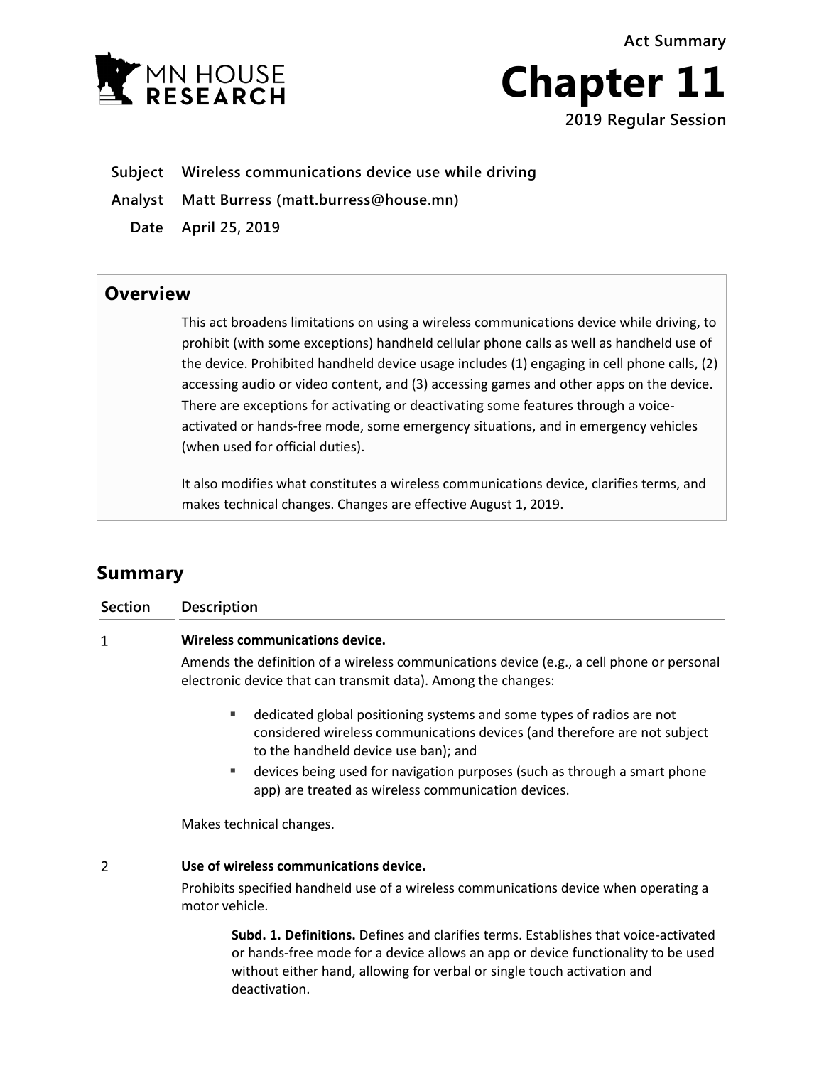MN HOUSE RESEARCH

Act Summary

# Chapter 11

2019 Regular Session

**Subject** Wireless communications device use while driving

**Analyst** Matt Burress (matt.burress@house.mn)

**Date** April 25, 2019

## Overview

This act broadens limitations on using a wireless communications device while driving, to prohibit (with some exceptions) handheld cellular phone calls as well as handheld use of the device. Prohibited handheld device usage includes (1) engaging in cell phone calls, (2) accessing audio or video content, and (3) accessing games and other apps on the device. There are exceptions for activating or deactivating some features through a voice-activated or hands-free mode, some emergency situations, and in emergency vehicles (when used for official duties).

It also modifies what constitutes a wireless communications device, clarifies terms, and makes technical changes. Changes are effective August 1, 2019.

## Summary

| Section | Description |
|---|---|
| 1 | **Wireless communications device.** |

Amends the definition of a wireless communications device (e.g., a cell phone or personal electronic device that can transmit data). Among the changes:

- dedicated global positioning systems and some types of radios are not considered wireless communications devices (and therefore are not subject to the handheld device use ban); and
- devices being used for navigation purposes (such as through a smart phone app) are treated as wireless communication devices.

Makes technical changes.

| Section | Description |
|---|---|
| 2 | **Use of wireless communications device.** |

Prohibits specified handheld use of a wireless communications device when operating a motor vehicle.

**Subd. 1. Definitions.** Defines and clarifies terms. Establishes that voice-activated or hands-free mode for a device allows an app or device functionality to be used without either hand, allowing for verbal or single touch activation and deactivation.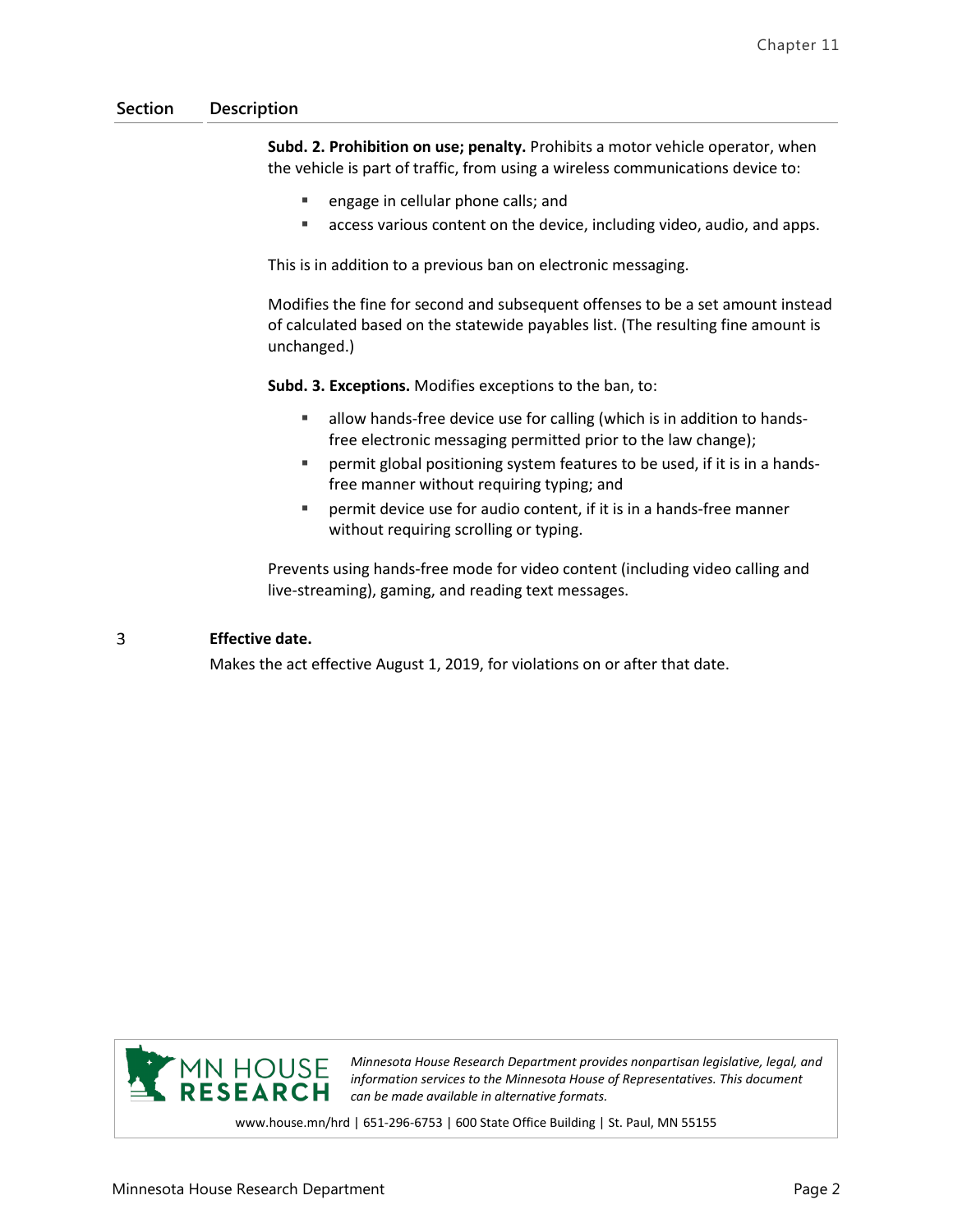| Section | Description |
|---|---|
| | **Subd. 2. Prohibition on use; penalty.** Prohibits a motor vehicle operator, when the vehicle is part of traffic, from using a wireless communications device to:<br>▪ engage in cellular phone calls; and<br>▪ access various content on the device, including video, audio, and apps.<br><br>This is in addition to a previous ban on electronic messaging.<br><br>Modifies the fine for second and subsequent offenses to be a set amount instead of calculated based on the statewide payables list. (The resulting fine amount is unchanged.)<br><br>**Subd. 3. Exceptions.** Modifies exceptions to the ban, to:<br>▪ allow hands-free device use for calling (which is in addition to hands-free electronic messaging permitted prior to the law change);<br>▪ permit global positioning system features to be used, if it is in a hands-free manner without requiring typing; and<br>▪ permit device use for audio content, if it is in a hands-free manner without requiring scrolling or typing.<br><br>Prevents using hands-free mode for video content (including video calling and live-streaming), gaming, and reading text messages. |
| 3 | **Effective date.**<br>Makes the act effective August 1, 2019, for violations on or after that date. |

MN HOUSE RESEARCH

*Minnesota House Research Department provides nonpartisan legislative, legal, and information services to the Minnesota House of Representatives. This document can be made available in alternative formats.*

www.house.mn/hrd | 651-296-6753 | 600 State Office Building | St. Paul, MN 55155